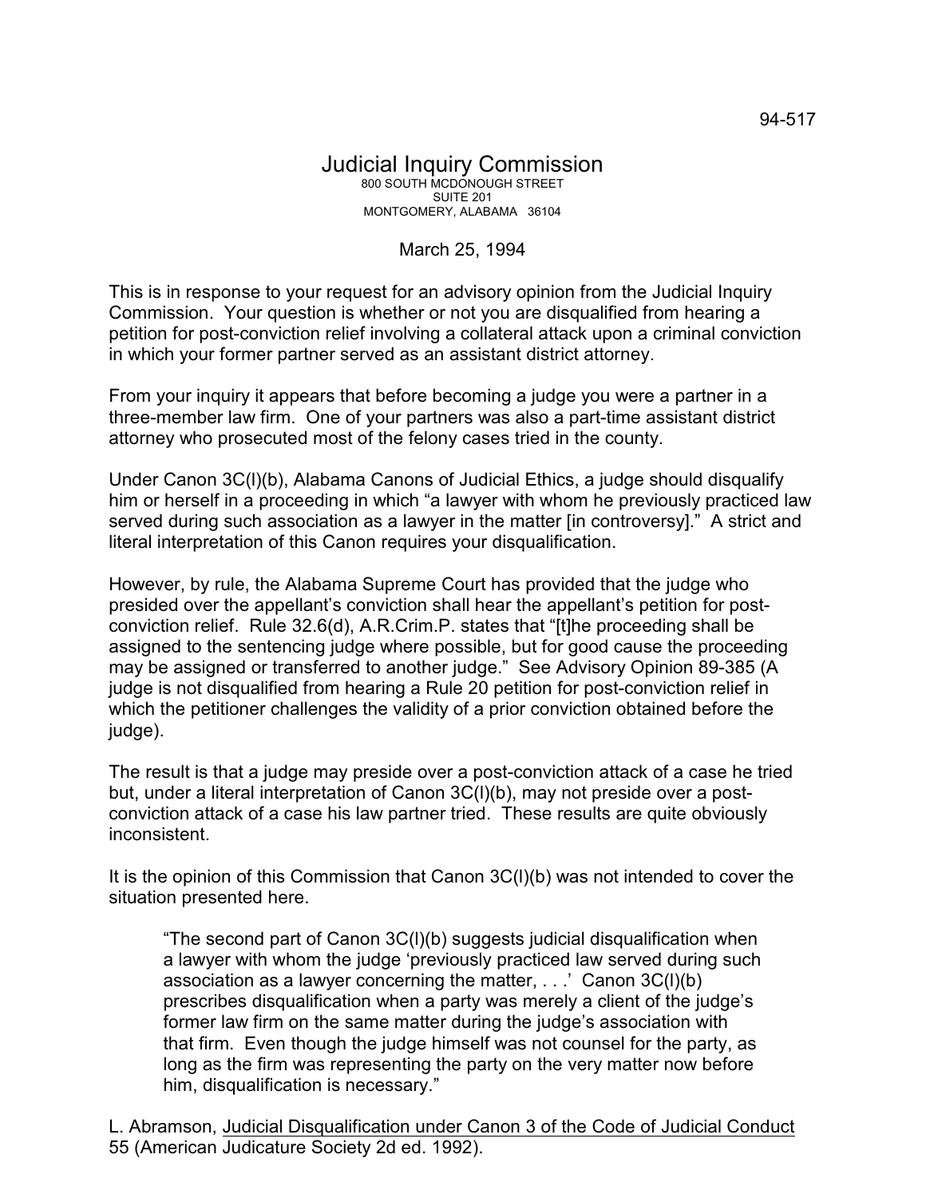94-517

# Judicial Inquiry Commission

800 SOUTH MCDONOUGH STREET
SUITE 201
MONTGOMERY, ALABAMA 36104

March 25, 1994

This is in response to your request for an advisory opinion from the Judicial Inquiry Commission. Your question is whether or not you are disqualified from hearing a petition for post-conviction relief involving a collateral attack upon a criminal conviction in which your former partner served as an assistant district attorney.

From your inquiry it appears that before becoming a judge you were a partner in a three-member law firm. One of your partners was also a part-time assistant district attorney who prosecuted most of the felony cases tried in the county.

Under Canon 3C(l)(b), Alabama Canons of Judicial Ethics, a judge should disqualify him or herself in a proceeding in which "a lawyer with whom he previously practiced law served during such association as a lawyer in the matter [in controversy]." A strict and literal interpretation of this Canon requires your disqualification.

However, by rule, the Alabama Supreme Court has provided that the judge who presided over the appellant's conviction shall hear the appellant's petition for post-conviction relief. Rule 32.6(d), A.R.Crim.P. states that "[t]he proceeding shall be assigned to the sentencing judge where possible, but for good cause the proceeding may be assigned or transferred to another judge." See Advisory Opinion 89-385 (A judge is not disqualified from hearing a Rule 20 petition for post-conviction relief in which the petitioner challenges the validity of a prior conviction obtained before the judge).

The result is that a judge may preside over a post-conviction attack of a case he tried but, under a literal interpretation of Canon 3C(l)(b), may not preside over a post-conviction attack of a case his law partner tried. These results are quite obviously inconsistent.

It is the opinion of this Commission that Canon 3C(l)(b) was not intended to cover the situation presented here.

> "The second part of Canon 3C(l)(b) suggests judicial disqualification when a lawyer with whom the judge 'previously practiced law served during such association as a lawyer concerning the matter, . . .' Canon 3C(l)(b) prescribes disqualification when a party was merely a client of the judge's former law firm on the same matter during the judge's association with that firm. Even though the judge himself was not counsel for the party, as long as the firm was representing the party on the very matter now before him, disqualification is necessary."

L. Abramson, Judicial Disqualification under Canon 3 of the Code of Judicial Conduct 55 (American Judicature Society 2d ed. 1992).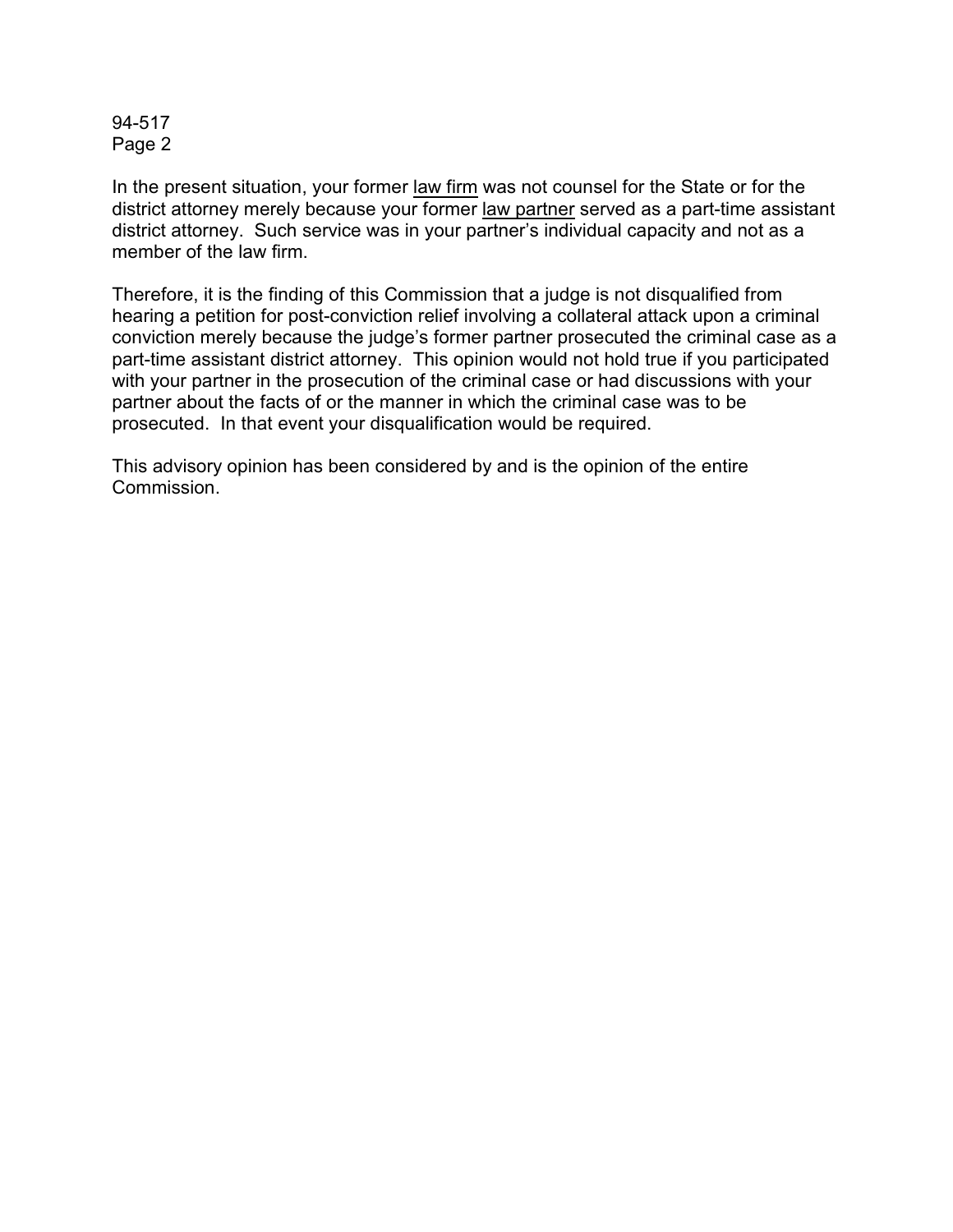In the present situation, your former <u>law firm</u> was not counsel for the State or for the district attorney merely because your former <u>law partner</u> served as a part-time assistant district attorney. Such service was in your partner's individual capacity and not as a member of the law firm.

Therefore, it is the finding of this Commission that a judge is not disqualified from hearing a petition for post-conviction relief involving a collateral attack upon a criminal conviction merely because the judge's former partner prosecuted the criminal case as a part-time assistant district attorney. This opinion would not hold true if you participated with your partner in the prosecution of the criminal case or had discussions with your partner about the facts of or the manner in which the criminal case was to be prosecuted. In that event your disqualification would be required.

This advisory opinion has been considered by and is the opinion of the entire Commission.